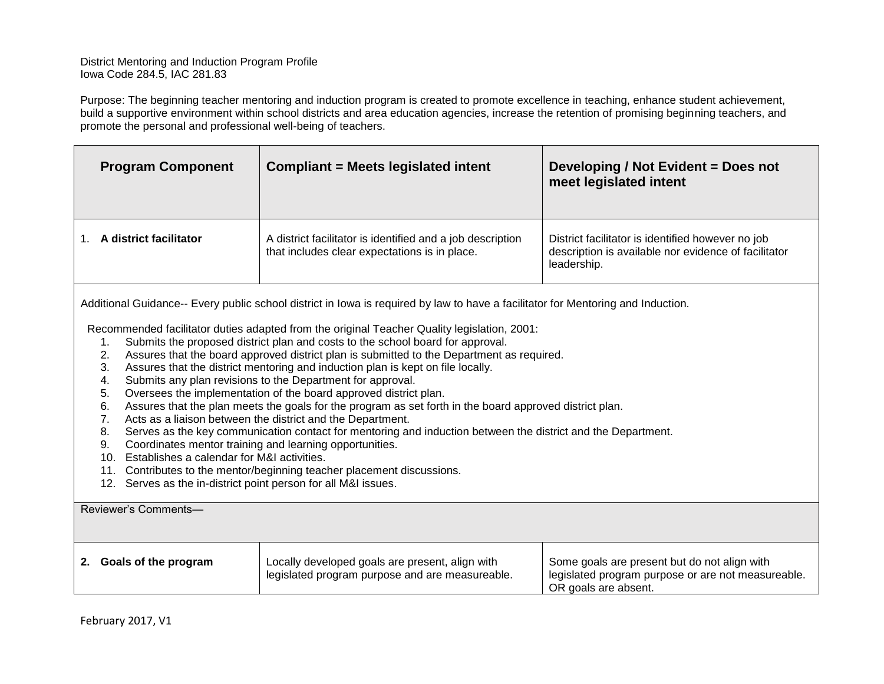District Mentoring and Induction Program Profile
Iowa Code 284.5, IAC 281.83

Purpose: The beginning teacher mentoring and induction program is created to promote excellence in teaching, enhance student achievement, build a supportive environment within school districts and area education agencies, increase the retention of promising beginning teachers, and promote the personal and professional well-being of teachers.

| Program Component | Compliant = Meets legislated intent | Developing / Not Evident = Does not meet legislated intent |
|---|---|---|
| 1. **A district facilitator** | A district facilitator is identified and a job description that includes clear expectations is in place. | District facilitator is identified however no job description is available nor evidence of facilitator leadership. |
| Additional Guidance-- Every public school district in Iowa is required by law to have a facilitator for Mentoring and Induction.<br><br>Recommended facilitator duties adapted from the original Teacher Quality legislation, 2001:<br>1. Submits the proposed district plan and costs to the school board for approval.<br>2. Assures that the board approved district plan is submitted to the Department as required.<br>3. Assures that the district mentoring and induction plan is kept on file locally.<br>4. Submits any plan revisions to the Department for approval.<br>5. Oversees the implementation of the board approved district plan.<br>6. Assures that the plan meets the goals for the program as set forth in the board approved district plan.<br>7. Acts as a liaison between the district and the Department.<br>8. Serves as the key communication contact for mentoring and induction between the district and the Department.<br>9. Coordinates mentor training and learning opportunities.<br>10. Establishes a calendar for M&I activities.<br>11. Contributes to the mentor/beginning teacher placement discussions.<br>12. Serves as the in-district point person for all M&I issues. | | |
| Reviewer's Comments— | | |
| **2. Goals of the program** | Locally developed goals are present, align with legislated program purpose and are measureable. | Some goals are present but do not align with legislated program purpose or are not measureable. OR goals are absent. |

February 2017, V1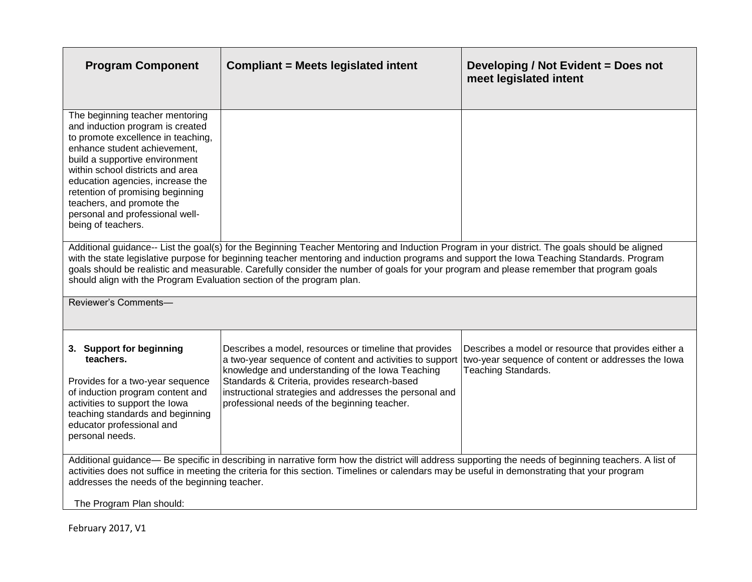| Program Component | Compliant = Meets legislated intent | Developing / Not Evident = Does not meet legislated intent |
|---|---|---|
| The beginning teacher mentoring and induction program is created to promote excellence in teaching, enhance student achievement, build a supportive environment within school districts and area education agencies, increase the retention of promising beginning teachers, and promote the personal and professional well-being of teachers. | | |
| Additional guidance-- List the goal(s) for the Beginning Teacher Mentoring and Induction Program in your district. The goals should be aligned with the state legislative purpose for beginning teacher mentoring and induction programs and support the Iowa Teaching Standards. Program goals should be realistic and measurable. Carefully consider the number of goals for your program and please remember that program goals should align with the Program Evaluation section of the program plan. | | |
| Reviewer's Comments— | | |
| **3. Support for beginning teachers.**<br><br>Provides for a two-year sequence of induction program content and activities to support the Iowa teaching standards and beginning educator professional and personal needs. | Describes a model, resources or timeline that provides a two-year sequence of content and activities to support knowledge and understanding of the Iowa Teaching Standards & Criteria, provides research-based instructional strategies and addresses the personal and professional needs of the beginning teacher. | Describes a model or resource that provides either a two-year sequence of content or addresses the Iowa Teaching Standards. |
| Additional guidance— Be specific in describing in narrative form how the district will address supporting the needs of beginning teachers. A list of activities does not suffice in meeting the criteria for this section. Timelines or calendars may be useful in demonstrating that your program addresses the needs of the beginning teacher.<br><br>The Program Plan should: | | |

February 2017, V1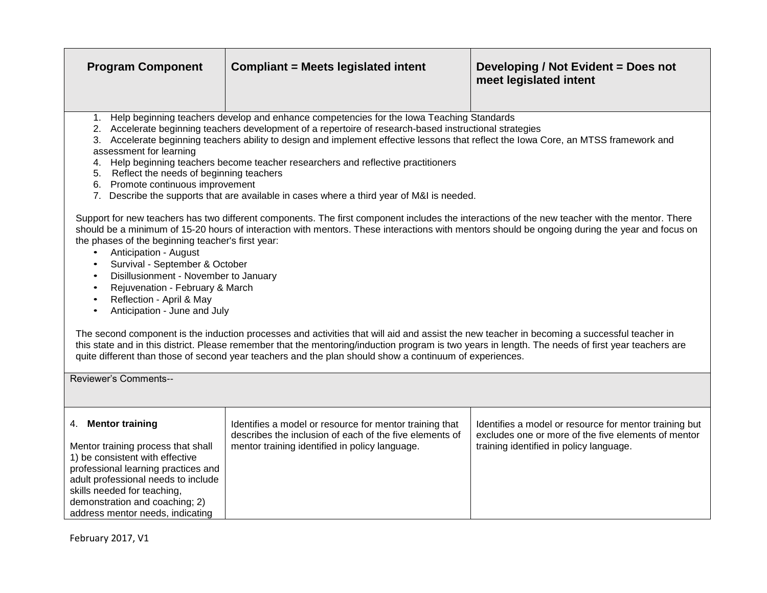| Program Component | Compliant = Meets legislated intent | Developing / Not Evident = Does not meet legislated intent |
|---|---|---|
| 1. Help beginning teachers develop and enhance competencies for the Iowa Teaching Standards<br>2. Accelerate beginning teachers development of a repertoire of research-based instructional strategies<br>3. Accelerate beginning teachers ability to design and implement effective lessons that reflect the Iowa Core, an MTSS framework and assessment for learning<br>4. Help beginning teachers become teacher researchers and reflective practitioners<br>5. Reflect the needs of beginning teachers<br>6. Promote continuous improvement<br>7. Describe the supports that are available in cases where a third year of M&I is needed.<br><br>Support for new teachers has two different components. The first component includes the interactions of the new teacher with the mentor. There should be a minimum of 15-20 hours of interaction with mentors. These interactions with mentors should be ongoing during the year and focus on the phases of the beginning teacher's first year:<br>• Anticipation - August<br>• Survival - September & October<br>• Disillusionment - November to January<br>• Rejuvenation - February & March<br>• Reflection - April & May<br>• Anticipation - June and July<br><br>The second component is the induction processes and activities that will aid and assist the new teacher in becoming a successful teacher in this state and in this district. Please remember that the mentoring/induction program is two years in length. The needs of first year teachers are quite different than those of second year teachers and the plan should show a continuum of experiences. | | |
| Reviewer's Comments-- | | |
| 4. **Mentor training**<br><br>Mentor training process that shall 1) be consistent with effective professional learning practices and adult professional needs to include skills needed for teaching, demonstration and coaching; 2) address mentor needs, indicating | Identifies a model or resource for mentor training that describes the inclusion of each of the five elements of mentor training identified in policy language. | Identifies a model or resource for mentor training but excludes one or more of the five elements of mentor training identified in policy language. |

February 2017, V1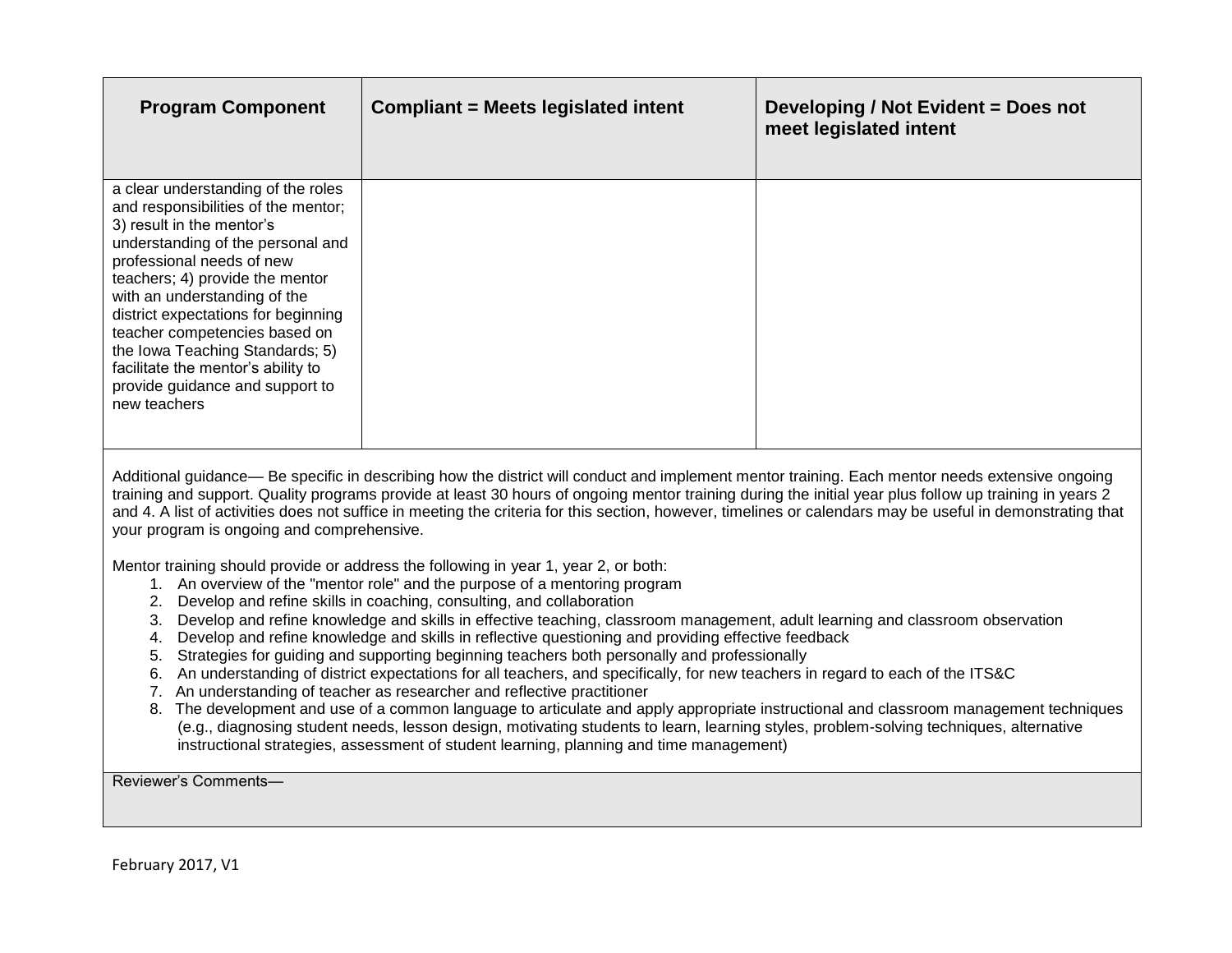| Program Component | Compliant = Meets legislated intent | Developing / Not Evident = Does not meet legislated intent |
| --- | --- | --- |
| a clear understanding of the roles and responsibilities of the mentor; 3) result in the mentor's understanding of the personal and professional needs of new teachers; 4) provide the mentor with an understanding of the district expectations for beginning teacher competencies based on the Iowa Teaching Standards; 5) facilitate the mentor's ability to provide guidance and support to new teachers | | |

Additional guidance— Be specific in describing how the district will conduct and implement mentor training. Each mentor needs extensive ongoing training and support. Quality programs provide at least 30 hours of ongoing mentor training during the initial year plus follow up training in years 2 and 4. A list of activities does not suffice in meeting the criteria for this section, however, timelines or calendars may be useful in demonstrating that your program is ongoing and comprehensive.

Mentor training should provide or address the following in year 1, year 2, or both:

1. An overview of the "mentor role" and the purpose of a mentoring program
2. Develop and refine skills in coaching, consulting, and collaboration
3. Develop and refine knowledge and skills in effective teaching, classroom management, adult learning and classroom observation
4. Develop and refine knowledge and skills in reflective questioning and providing effective feedback
5. Strategies for guiding and supporting beginning teachers both personally and professionally
6. An understanding of district expectations for all teachers, and specifically, for new teachers in regard to each of the ITS&C
7. An understanding of teacher as researcher and reflective practitioner
8. The development and use of a common language to articulate and apply appropriate instructional and classroom management techniques (e.g., diagnosing student needs, lesson design, motivating students to learn, learning styles, problem-solving techniques, alternative instructional strategies, assessment of student learning, planning and time management)

Reviewer's Comments—

February 2017, V1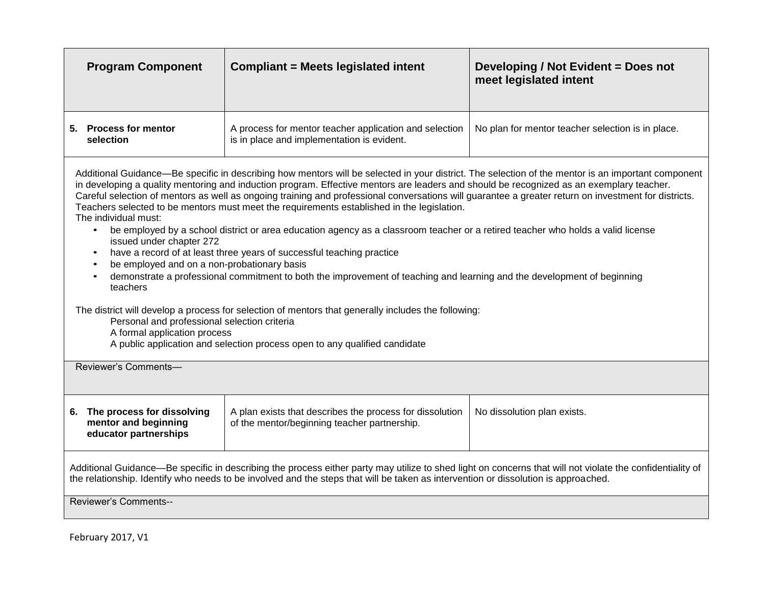| Program Component | Compliant = Meets legislated intent | Developing / Not Evident = Does not meet legislated intent |
| --- | --- | --- |
| **5. Process for mentor selection** | A process for mentor teacher application and selection is in place and implementation is evident. | No plan for mentor teacher selection is in place. |

Additional Guidance—Be specific in describing how mentors will be selected in your district. The selection of the mentor is an important component in developing a quality mentoring and induction program. Effective mentors are leaders and should be recognized as an exemplary teacher. Careful selection of mentors as well as ongoing training and professional conversations will guarantee a greater return on investment for districts. Teachers selected to be mentors must meet the requirements established in the legislation.
The individual must:

- be employed by a school district or area education agency as a classroom teacher or a retired teacher who holds a valid license issued under chapter 272
- have a record of at least three years of successful teaching practice
- be employed and on a non-probationary basis
- demonstrate a professional commitment to both the improvement of teaching and learning and the development of beginning teachers

The district will develop a process for selection of mentors that generally includes the following:

Personal and professional selection criteria
A formal application process
A public application and selection process open to any qualified candidate

Reviewer's Comments—

| Program Component | Compliant = Meets legislated intent | Developing / Not Evident = Does not meet legislated intent |
| --- | --- | --- |
| **6. The process for dissolving mentor and beginning educator partnerships** | A plan exists that describes the process for dissolution of the mentor/beginning teacher partnership. | No dissolution plan exists. |

Additional Guidance—Be specific in describing the process either party may utilize to shed light on concerns that will not violate the confidentiality of the relationship. Identify who needs to be involved and the steps that will be taken as intervention or dissolution is approached.

Reviewer's Comments--

February 2017, V1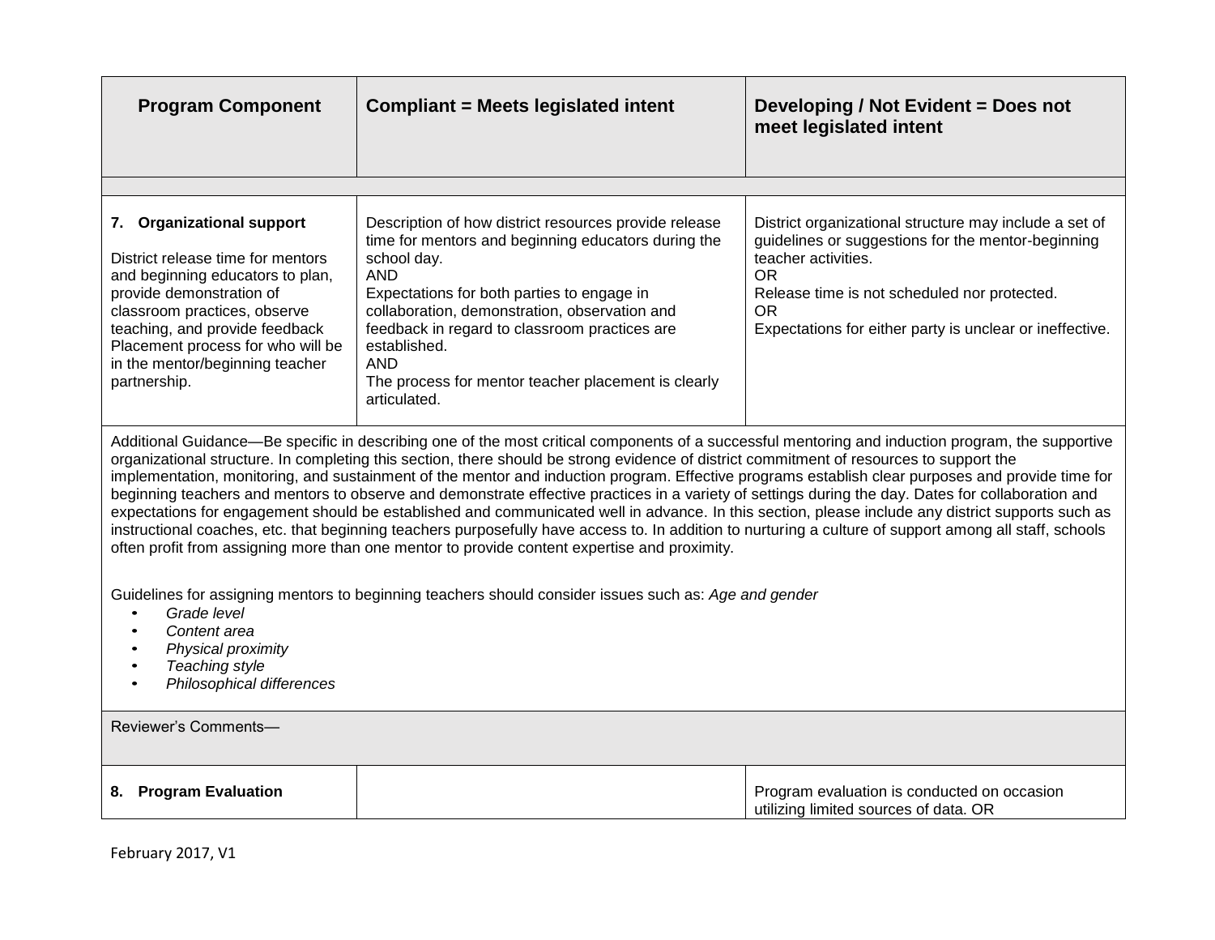| Program Component | Compliant = Meets legislated intent | Developing / Not Evident = Does not meet legislated intent |
|---|---|---|
| | | |
| **7. Organizational support**<br><br>District release time for mentors and beginning educators to plan, provide demonstration of classroom practices, observe teaching, and provide feedback Placement process for who will be in the mentor/beginning teacher partnership. | Description of how district resources provide release time for mentors and beginning educators during the school day.<br>AND<br>Expectations for both parties to engage in collaboration, demonstration, observation and feedback in regard to classroom practices are established.<br>AND<br>The process for mentor teacher placement is clearly articulated. | District organizational structure may include a set of guidelines or suggestions for the mentor-beginning teacher activities.<br>OR<br>Release time is not scheduled nor protected.<br>OR<br>Expectations for either party is unclear or ineffective. |
| Additional Guidance—Be specific in describing one of the most critical components of a successful mentoring and induction program, the supportive organizational structure. In completing this section, there should be strong evidence of district commitment of resources to support the implementation, monitoring, and sustainment of the mentor and induction program. Effective programs establish clear purposes and provide time for beginning teachers and mentors to observe and demonstrate effective practices in a variety of settings during the day. Dates for collaboration and expectations for engagement should be established and communicated well in advance. In this section, please include any district supports such as instructional coaches, etc. that beginning teachers purposefully have access to. In addition to nurturing a culture of support among all staff, schools often profit from assigning more than one mentor to provide content expertise and proximity.<br><br>Guidelines for assigning mentors to beginning teachers should consider issues such as: *Age and gender*<br>• *Grade level*<br>• *Content area*<br>• *Physical proximity*<br>• *Teaching style*<br>• *Philosophical differences* | | |
| Reviewer's Comments— | | |
| **8. Program Evaluation** | | Program evaluation is conducted on occasion utilizing limited sources of data. OR |

February 2017, V1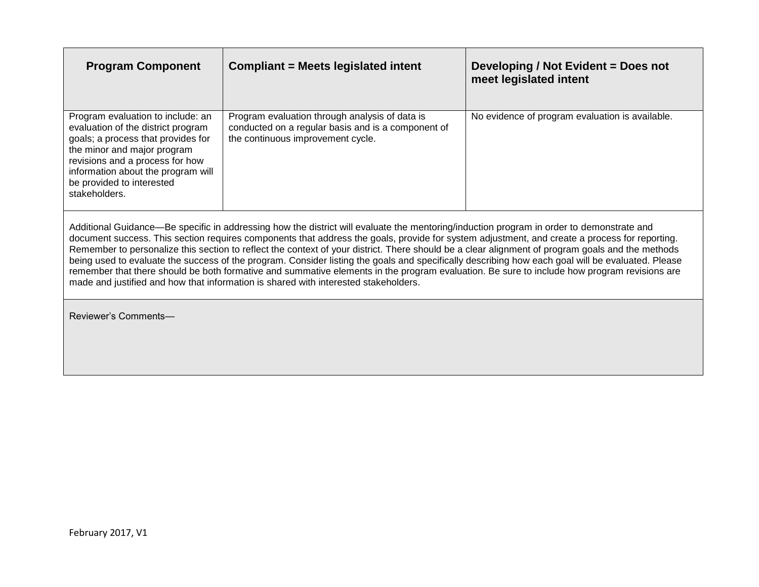| Program Component | Compliant = Meets legislated intent | Developing / Not Evident = Does not meet legislated intent |
|---|---|---|
| Program evaluation to include: an evaluation of the district program goals; a process that provides for the minor and major program revisions and a process for how information about the program will be provided to interested stakeholders. | Program evaluation through analysis of data is conducted on a regular basis and is a component of the continuous improvement cycle. | No evidence of program evaluation is available. |
| Additional Guidance—Be specific in addressing how the district will evaluate the mentoring/induction program in order to demonstrate and document success. This section requires components that address the goals, provide for system adjustment, and create a process for reporting. Remember to personalize this section to reflect the context of your district. There should be a clear alignment of program goals and the methods being used to evaluate the success of the program. Consider listing the goals and specifically describing how each goal will be evaluated. Please remember that there should be both formative and summative elements in the program evaluation. Be sure to include how program revisions are made and justified and how that information is shared with interested stakeholders. | | |
| Reviewer's Comments— | | |